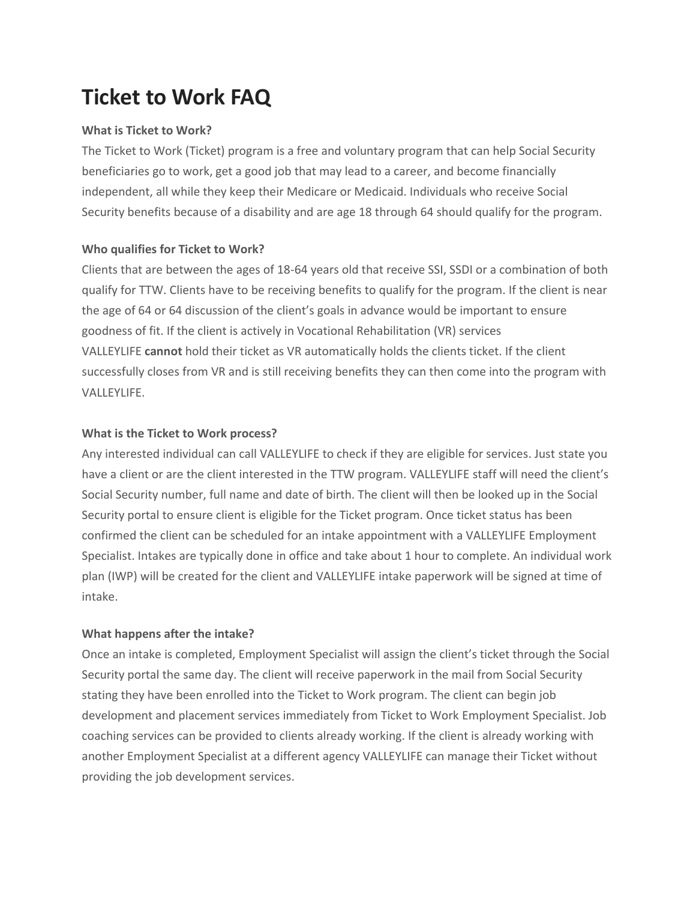# Ticket to Work FAQ

**What is Ticket to Work?**

The Ticket to Work (Ticket) program is a free and voluntary program that can help Social Security beneficiaries go to work, get a good job that may lead to a career, and become financially independent, all while they keep their Medicare or Medicaid. Individuals who receive Social Security benefits because of a disability and are age 18 through 64 should qualify for the program.

**Who qualifies for Ticket to Work?**

Clients that are between the ages of 18-64 years old that receive SSI, SSDI or a combination of both qualify for TTW. Clients have to be receiving benefits to qualify for the program. If the client is near the age of 64 or 64 discussion of the client's goals in advance would be important to ensure goodness of fit. If the client is actively in Vocational Rehabilitation (VR) services VALLEYLIFE **cannot** hold their ticket as VR automatically holds the clients ticket. If the client successfully closes from VR and is still receiving benefits they can then come into the program with VALLEYLIFE.

**What is the Ticket to Work process?**

Any interested individual can call VALLEYLIFE to check if they are eligible for services. Just state you have a client or are the client interested in the TTW program. VALLEYLIFE staff will need the client's Social Security number, full name and date of birth. The client will then be looked up in the Social Security portal to ensure client is eligible for the Ticket program. Once ticket status has been confirmed the client can be scheduled for an intake appointment with a VALLEYLIFE Employment Specialist. Intakes are typically done in office and take about 1 hour to complete. An individual work plan (IWP) will be created for the client and VALLEYLIFE intake paperwork will be signed at time of intake.

**What happens after the intake?**

Once an intake is completed, Employment Specialist will assign the client's ticket through the Social Security portal the same day. The client will receive paperwork in the mail from Social Security stating they have been enrolled into the Ticket to Work program. The client can begin job development and placement services immediately from Ticket to Work Employment Specialist. Job coaching services can be provided to clients already working. If the client is already working with another Employment Specialist at a different agency VALLEYLIFE can manage their Ticket without providing the job development services.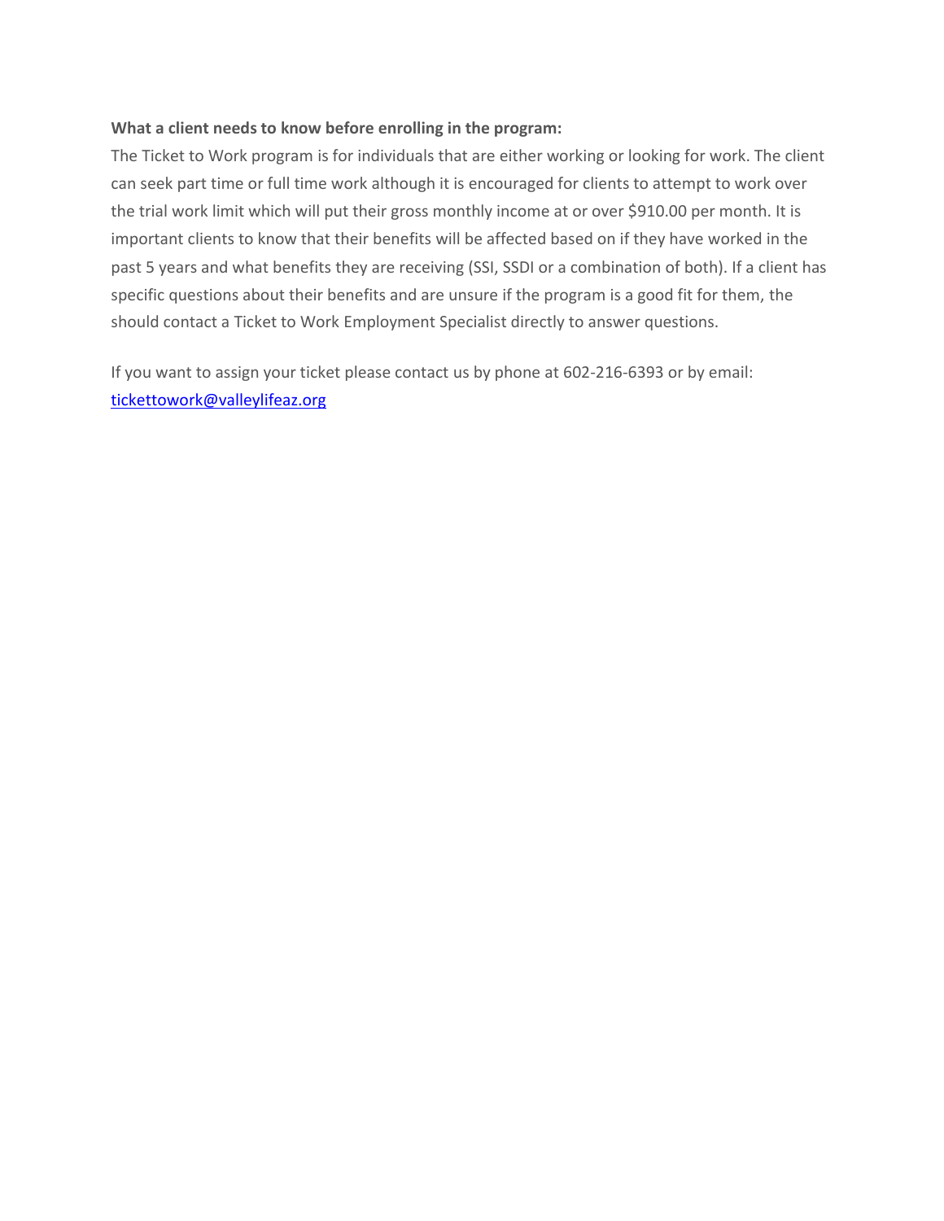**What a client needs to know before enrolling in the program:**

The Ticket to Work program is for individuals that are either working or looking for work. The client can seek part time or full time work although it is encouraged for clients to attempt to work over the trial work limit which will put their gross monthly income at or over $910.00 per month. It is important clients to know that their benefits will be affected based on if they have worked in the past 5 years and what benefits they are receiving (SSI, SSDI or a combination of both). If a client has specific questions about their benefits and are unsure if the program is a good fit for them, the should contact a Ticket to Work Employment Specialist directly to answer questions.

If you want to assign your ticket please contact us by phone at 602-216-6393 or by email: [tickettowork@valleylifeaz.org](mailto:tickettowork@valleylifeaz.org)